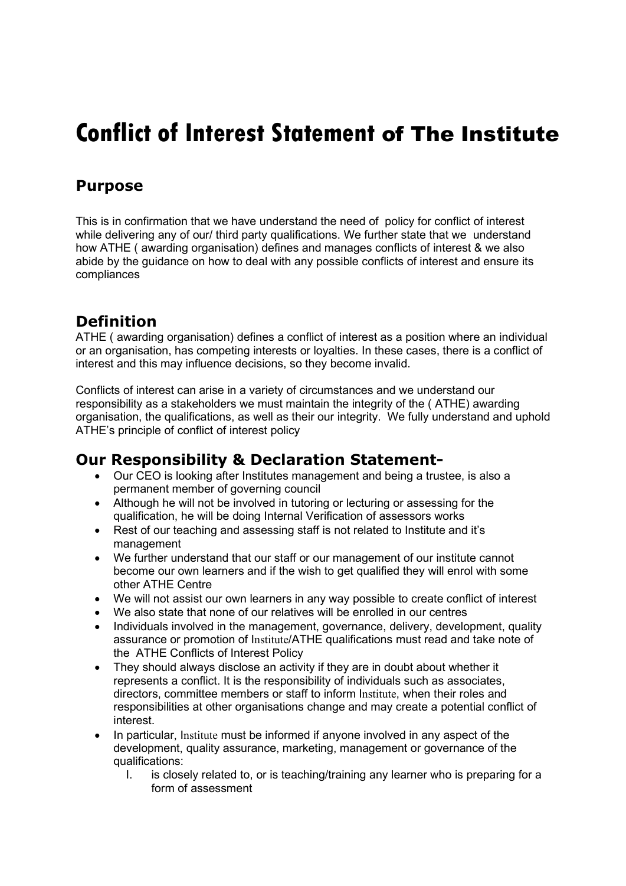# Conflict of Interest Statement of The Institute

## Purpose

This is in confirmation that we have understand the need of policy for conflict of interest while delivering any of our/ third party qualifications. We further state that we understand how ATHE ( awarding organisation) defines and manages conflicts of interest & we also abide by the guidance on how to deal with any possible conflicts of interest and ensure its compliances

## Definition

ATHE ( awarding organisation) defines a conflict of interest as a position where an individual or an organisation, has competing interests or loyalties. In these cases, there is a conflict of interest and this may influence decisions, so they become invalid.

Conflicts of interest can arise in a variety of circumstances and we understand our responsibility as a stakeholders we must maintain the integrity of the ( ATHE) awarding organisation, the qualifications, as well as their our integrity. We fully understand and uphold ATHE's principle of conflict of interest policy

## Our Responsibility & Declaration Statement-

- Our CEO is looking after Institutes management and being a trustee, is also a permanent member of governing council
- Although he will not be involved in tutoring or lecturing or assessing for the qualification, he will be doing Internal Verification of assessors works
- Rest of our teaching and assessing staff is not related to Institute and it's management
- We further understand that our staff or our management of our institute cannot become our own learners and if the wish to get qualified they will enrol with some other ATHE Centre
- We will not assist our own learners in any way possible to create conflict of interest
- We also state that none of our relatives will be enrolled in our centres
- Individuals involved in the management, governance, delivery, development, quality assurance or promotion of Institute/ATHE qualifications must read and take note of the ATHE Conflicts of Interest Policy
- They should always disclose an activity if they are in doubt about whether it represents a conflict. It is the responsibility of individuals such as associates, directors, committee members or staff to inform Institute, when their roles and responsibilities at other organisations change and may create a potential conflict of interest.
- In particular, Institute must be informed if anyone involved in any aspect of the development, quality assurance, marketing, management or governance of the qualifications:
    I. is closely related to, or is teaching/training any learner who is preparing for a form of assessment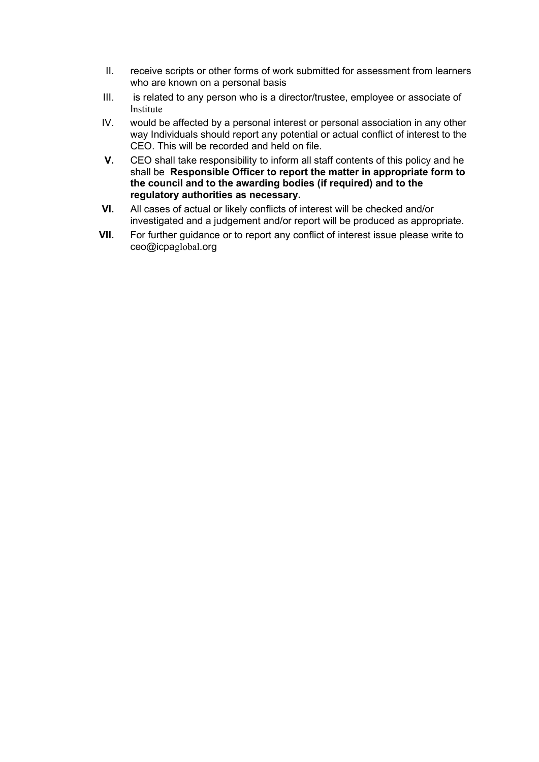II. receive scripts or other forms of work submitted for assessment from learners who are known on a personal basis
III. is related to any person who is a director/trustee, employee or associate of Institute
IV. would be affected by a personal interest or personal association in any other way Individuals should report any potential or actual conflict of interest to the CEO. This will be recorded and held on file.
**V.** CEO shall take responsibility to inform all staff contents of this policy and he shall be **Responsible Officer to report the matter in appropriate form to the council and to the awarding bodies (if required) and to the regulatory authorities as necessary.**
**VI.** All cases of actual or likely conflicts of interest will be checked and/or investigated and a judgement and/or report will be produced as appropriate.
**VII.** For further guidance or to report any conflict of interest issue please write to ceo@icpaglobal.org